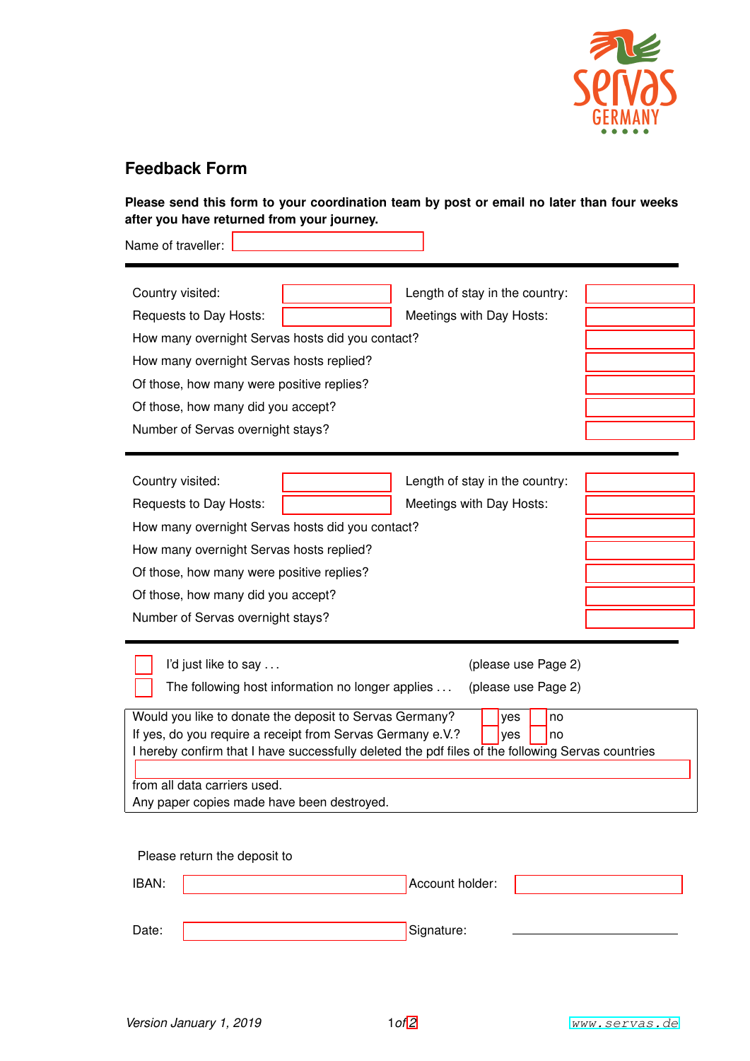# Feedback Form

**Please send this form to your coordination team by post or email no later than four weeks after you have returned from your journey.**

Name of traveller: \_\_\_\_\_\_\_\_\_\_

---

| | | | |
|---|---|---|---|
| Country visited: | | Length of stay in the country: | |
| Requests to Day Hosts: | | Meetings with Day Hosts: | |
| How many overnight Servas hosts did you contact? | | | |
| How many overnight Servas hosts replied? | | | |
| Of those, how many were positive replies? | | | |
| Of those, how many did you accept? | | | |
| Number of Servas overnight stays? | | | |

---

| | | | |
|---|---|---|---|
| Country visited: | | Length of stay in the country: | |
| Requests to Day Hosts: | | Meetings with Day Hosts: | |
| How many overnight Servas hosts did you contact? | | | |
| How many overnight Servas hosts replied? | | | |
| Of those, how many were positive replies? | | | |
| Of those, how many did you accept? | | | |
| Number of Servas overnight stays? | | | |

---

- ☐ I'd just like to say . . . (please use Page 2)
- ☐ The following host information no longer applies . . . (please use Page 2)

Would you like to donate the deposit to Servas Germany? ☐ yes ☐ no

If yes, do you require a receipt from Servas Germany e.V.? ☐ yes ☐ no

I hereby confirm that I have successfully deleted the pdf files of the following Servas countries

\_\_\_\_\_\_\_\_\_\_

from all data carriers used.

Any paper copies made have been destroyed.

Please return the deposit to

IBAN: \_\_\_\_\_\_\_\_\_\_ Account holder: \_\_\_\_\_\_\_\_\_\_

Date: \_\_\_\_\_\_\_\_\_\_ Signature: \_\_\_\_\_\_\_\_\_\_

*Version January 1, 2019*

www.servas.de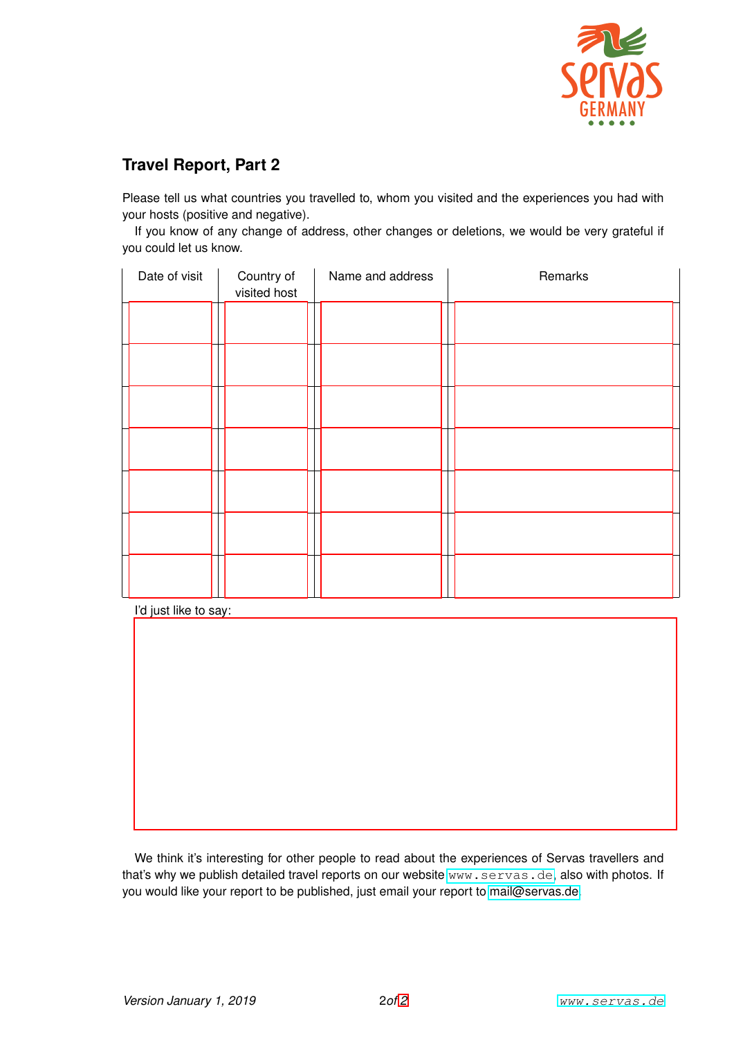## Travel Report, Part 2

Please tell us what countries you travelled to, whom you visited and the experiences you had with your hosts (positive and negative).

If you know of any change of address, other changes or deletions, we would be very grateful if you could let us know.

| Date of visit | Country of visited host | Name and address | Remarks |
|---|---|---|---|
| | | | |
| | | | |
| | | | |
| | | | |
| | | | |
| | | | |
| | | | |

I'd just like to say:

We think it's interesting for other people to read about the experiences of Servas travellers and that's why we publish detailed travel reports on our website www.servas.de, also with photos. If you would like your report to be published, just email your report to mail@servas.de

*Version January 1, 2019*